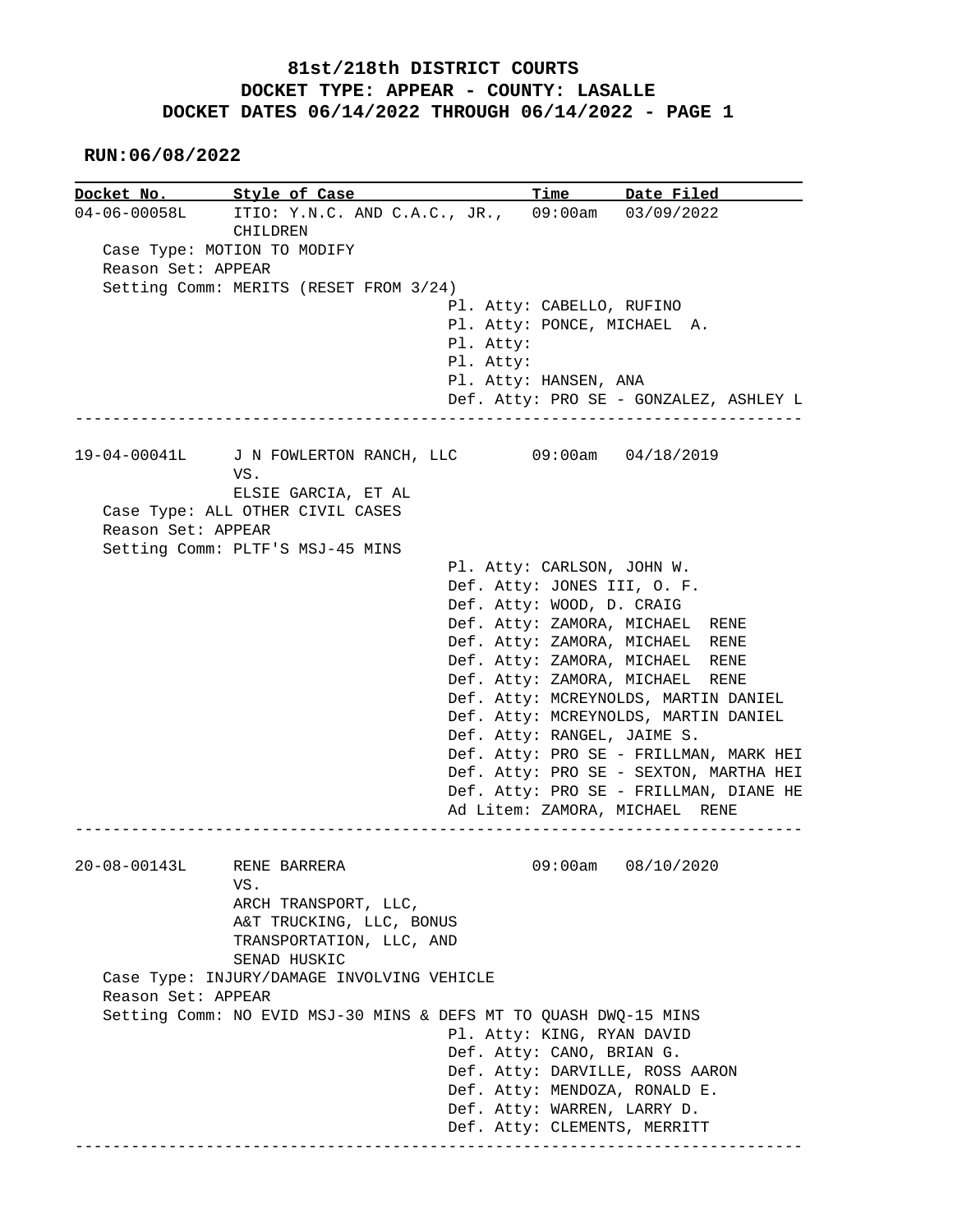**81st/218th DISTRICT COURTS**
**DOCKET TYPE: APPEAR - COUNTY: LASALLE**
**DOCKET DATES 06/14/2022 THROUGH 06/14/2022 - PAGE 1**

**RUN:06/08/2022**

| Docket No. | Style of Case | Time | Date Filed |
|---|---|---|---|

**04-06-00058L** — ITIO: Y.N.C. AND C.A.C., JR., CHILDREN — 09:00am — 03/09/2022

Case Type: MOTION TO MODIFY
Reason Set: APPEAR
Setting Comm: MERITS (RESET FROM 3/24)

Pl. Atty: CABELLO, RUFINO
Pl. Atty: PONCE, MICHAEL A.
Pl. Atty:
Pl. Atty:
Pl. Atty: HANSEN, ANA
Def. Atty: PRO SE - GONZALEZ, ASHLEY L

---

**19-04-00041L** — J N FOWLERTON RANCH, LLC VS. ELSIE GARCIA, ET AL — 09:00am — 04/18/2019

Case Type: ALL OTHER CIVIL CASES
Reason Set: APPEAR
Setting Comm: PLTF'S MSJ-45 MINS

Pl. Atty: CARLSON, JOHN W.
Def. Atty: JONES III, O. F.
Def. Atty: WOOD, D. CRAIG
Def. Atty: ZAMORA, MICHAEL RENE
Def. Atty: ZAMORA, MICHAEL RENE
Def. Atty: ZAMORA, MICHAEL RENE
Def. Atty: ZAMORA, MICHAEL RENE
Def. Atty: MCREYNOLDS, MARTIN DANIEL
Def. Atty: MCREYNOLDS, MARTIN DANIEL
Def. Atty: RANGEL, JAIME S.
Def. Atty: PRO SE - FRILLMAN, MARK HEI
Def. Atty: PRO SE - SEXTON, MARTHA HEI
Def. Atty: PRO SE - FRILLMAN, DIANE HE
Ad Litem: ZAMORA, MICHAEL RENE

---

**20-08-00143L** — RENE BARRERA VS. ARCH TRANSPORT, LLC, A&T TRUCKING, LLC, BONUS TRANSPORTATION, LLC, AND SENAD HUSKIC — 09:00am — 08/10/2020

Case Type: INJURY/DAMAGE INVOLVING VEHICLE
Reason Set: APPEAR
Setting Comm: NO EVID MSJ-30 MINS & DEFS MT TO QUASH DWQ-15 MINS

Pl. Atty: KING, RYAN DAVID
Def. Atty: CANO, BRIAN G.
Def. Atty: DARVILLE, ROSS AARON
Def. Atty: MENDOZA, RONALD E.
Def. Atty: WARREN, LARRY D.
Def. Atty: CLEMENTS, MERRITT

---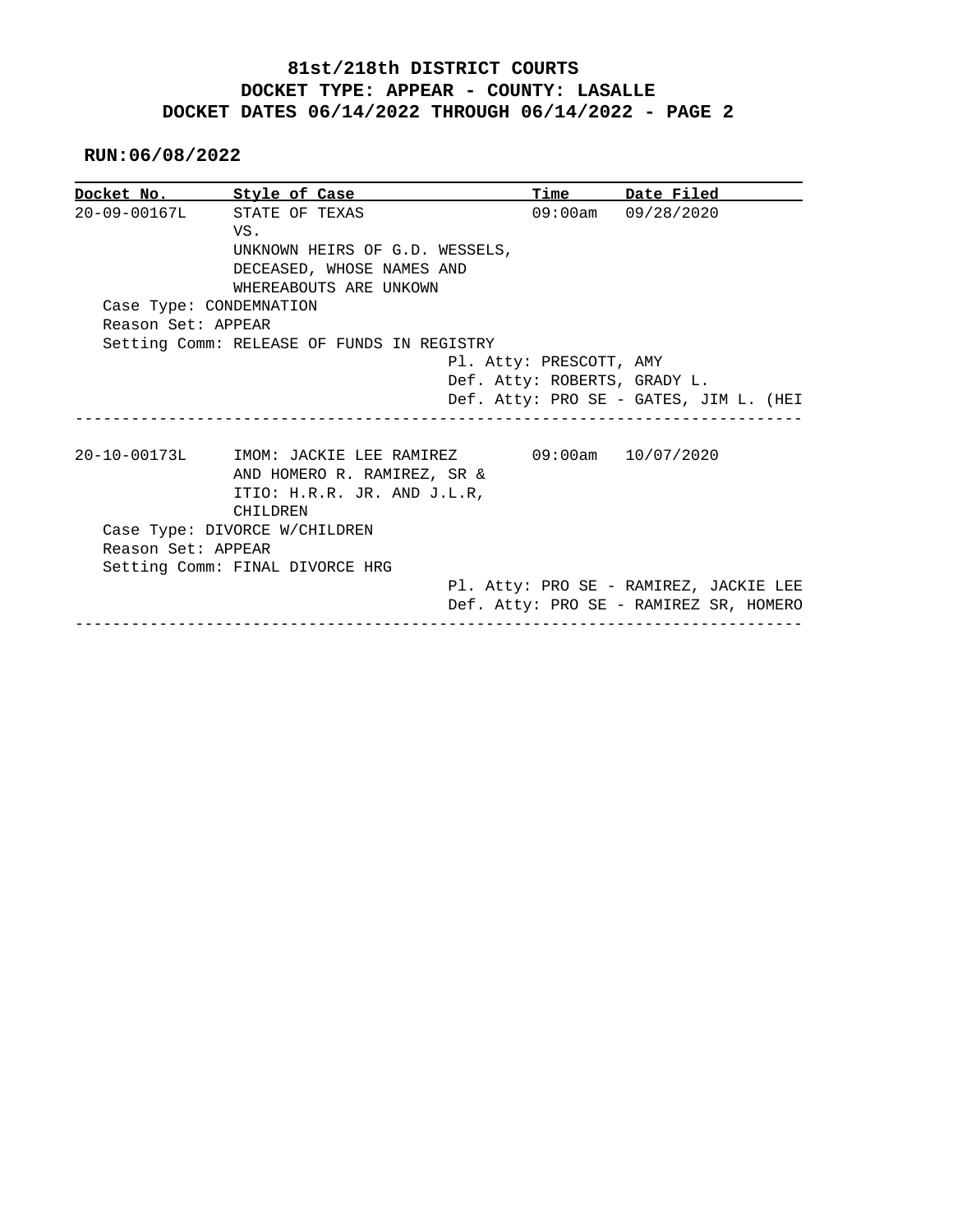**81st/218th DISTRICT COURTS**
**DOCKET TYPE: APPEAR - COUNTY: LASALLE**
**DOCKET DATES 06/14/2022 THROUGH 06/14/2022 - PAGE 2**

**RUN:06/08/2022**

| Docket No. | Style of Case | Time | Date Filed |
|---|---|---|---|
| 20-09-00167L | STATE OF TEXAS VS. UNKNOWN HEIRS OF G.D. WESSELS, DECEASED, WHOSE NAMES AND WHEREABOUTS ARE UNKOWN | 09:00am | 09/28/2020 |

Case Type: CONDEMNATION
Reason Set: APPEAR
Setting Comm: RELEASE OF FUNDS IN REGISTRY
Pl. Atty: PRESCOTT, AMY
Def. Atty: ROBERTS, GRADY L.
Def. Atty: PRO SE - GATES, JIM L. (HEI

---

| Docket No. | Style of Case | Time | Date Filed |
|---|---|---|---|
| 20-10-00173L | IMOM: JACKIE LEE RAMIREZ AND HOMERO R. RAMIREZ, SR & ITIO: H.R.R. JR. AND J.L.R, CHILDREN | 09:00am | 10/07/2020 |

Case Type: DIVORCE W/CHILDREN
Reason Set: APPEAR
Setting Comm: FINAL DIVORCE HRG
Pl. Atty: PRO SE - RAMIREZ, JACKIE LEE
Def. Atty: PRO SE - RAMIREZ SR, HOMERO

---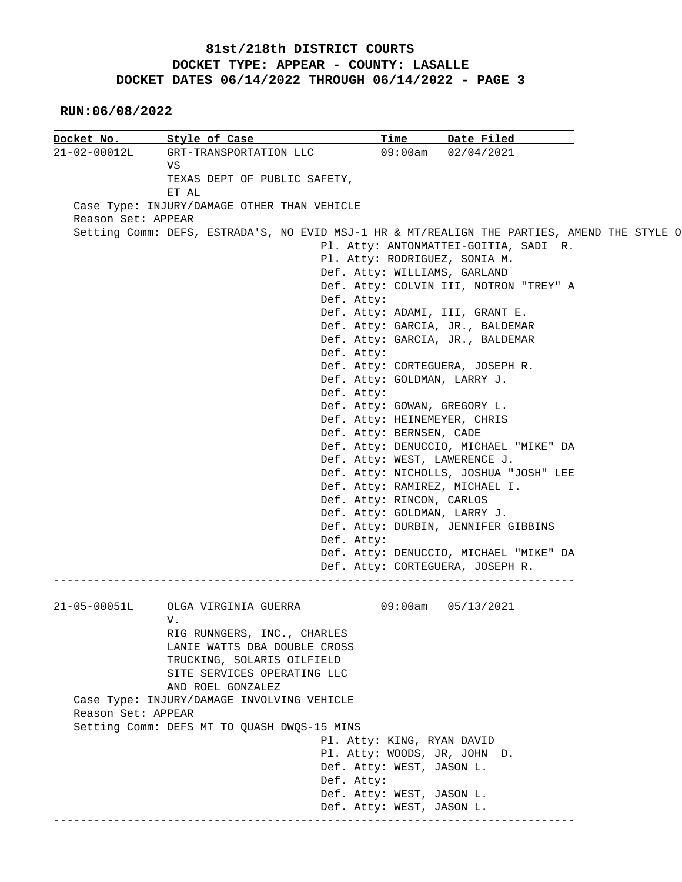# 81st/218th DISTRICT COURTS
## DOCKET TYPE: APPEAR - COUNTY: LASALLE
## DOCKET DATES 06/14/2022 THROUGH 06/14/2022 - PAGE 3

**RUN:06/08/2022**

| Docket No. | Style of Case | Time | Date Filed |
|---|---|---|---|
| 21-02-00012L | GRT-TRANSPORTATION LLC VS TEXAS DEPT OF PUBLIC SAFETY, ET AL | 09:00am | 02/04/2021 |

Case Type: INJURY/DAMAGE OTHER THAN VEHICLE
Reason Set: APPEAR
Setting Comm: DEFS, ESTRADA'S, NO EVID MSJ-1 HR & MT/REALIGN THE PARTIES, AMEND THE STYLE O

Pl. Atty: ANTONMATTEI-GOITIA, SADI R.
Pl. Atty: RODRIGUEZ, SONIA M.
Def. Atty: WILLIAMS, GARLAND
Def. Atty: COLVIN III, NOTRON "TREY" A
Def. Atty:
Def. Atty: ADAMI, III, GRANT E.
Def. Atty: GARCIA, JR., BALDEMAR
Def. Atty: GARCIA, JR., BALDEMAR
Def. Atty:
Def. Atty: CORTEGUERA, JOSEPH R.
Def. Atty: GOLDMAN, LARRY J.
Def. Atty:
Def. Atty: GOWAN, GREGORY L.
Def. Atty: HEINEMEYER, CHRIS
Def. Atty: BERNSEN, CADE
Def. Atty: DENUCCIO, MICHAEL "MIKE" DA
Def. Atty: WEST, LAWERENCE J.
Def. Atty: NICHOLLS, JOSHUA "JOSH" LEE
Def. Atty: RAMIREZ, MICHAEL I.
Def. Atty: RINCON, CARLOS
Def. Atty: GOLDMAN, LARRY J.
Def. Atty: DURBIN, JENNIFER GIBBINS
Def. Atty:
Def. Atty: DENUCCIO, MICHAEL "MIKE" DA
Def. Atty: CORTEGUERA, JOSEPH R.

---

| Docket No. | Style of Case | Time | Date Filed |
|---|---|---|---|
| 21-05-00051L | OLGA VIRGINIA GUERRA V. RIG RUNNGERS, INC., CHARLES LANIE WATTS DBA DOUBLE CROSS TRUCKING, SOLARIS OILFIELD SITE SERVICES OPERATING LLC AND ROEL GONZALEZ | 09:00am | 05/13/2021 |

Case Type: INJURY/DAMAGE INVOLVING VEHICLE
Reason Set: APPEAR
Setting Comm: DEFS MT TO QUASH DWQS-15 MINS

Pl. Atty: KING, RYAN DAVID
Pl. Atty: WOODS, JR, JOHN D.
Def. Atty: WEST, JASON L.
Def. Atty:
Def. Atty: WEST, JASON L.
Def. Atty: WEST, JASON L.

---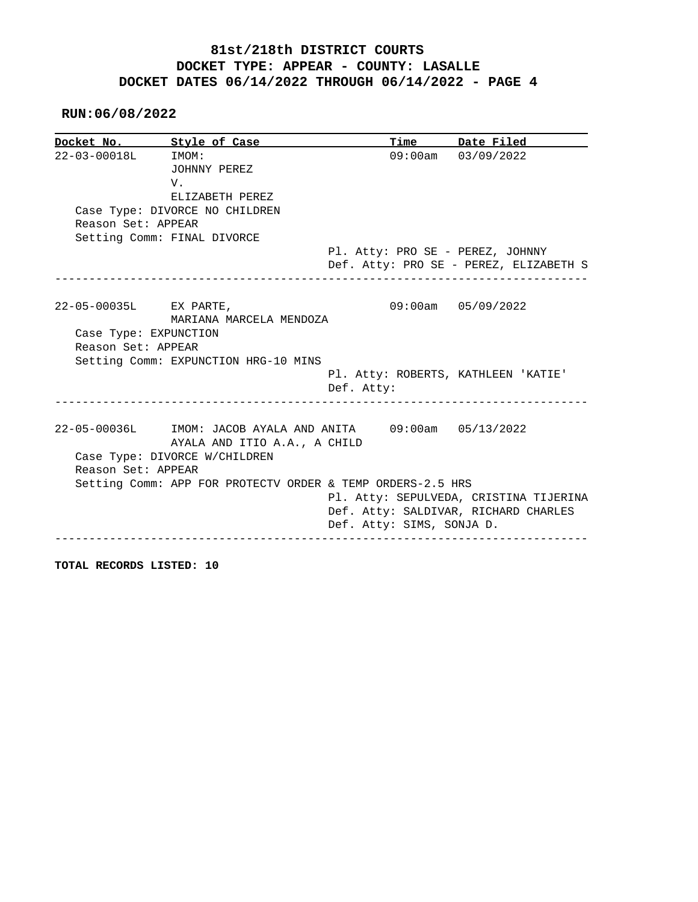**81st/218th DISTRICT COURTS**
**DOCKET TYPE: APPEAR - COUNTY: LASALLE**
**DOCKET DATES 06/14/2022 THROUGH 06/14/2022 - PAGE 4**

**RUN:06/08/2022**

| Docket No. | Style of Case | Time | Date Filed |
|---|---|---|---|
| 22-03-00018L | IMOM: JOHNNY PEREZ V. ELIZABETH PEREZ | 09:00am | 03/09/2022 |

Case Type: DIVORCE NO CHILDREN
Reason Set: APPEAR
Setting Comm: FINAL DIVORCE
Pl. Atty: PRO SE - PEREZ, JOHNNY
Def. Atty: PRO SE - PEREZ, ELIZABETH S

---

| Docket No. | Style of Case | Time | Date Filed |
|---|---|---|---|
| 22-05-00035L | EX PARTE, MARIANA MARCELA MENDOZA | 09:00am | 05/09/2022 |

Case Type: EXPUNCTION
Reason Set: APPEAR
Setting Comm: EXPUNCTION HRG-10 MINS
Pl. Atty: ROBERTS, KATHLEEN 'KATIE'
Def. Atty:

---

| Docket No. | Style of Case | Time | Date Filed |
|---|---|---|---|
| 22-05-00036L | IMOM: JACOB AYALA AND ANITA AYALA AND ITIO A.A., A CHILD | 09:00am | 05/13/2022 |

Case Type: DIVORCE W/CHILDREN
Reason Set: APPEAR
Setting Comm: APP FOR PROTECTV ORDER & TEMP ORDERS-2.5 HRS
Pl. Atty: SEPULVEDA, CRISTINA TIJERINA
Def. Atty: SALDIVAR, RICHARD CHARLES
Def. Atty: SIMS, SONJA D.

---

**TOTAL RECORDS LISTED: 10**